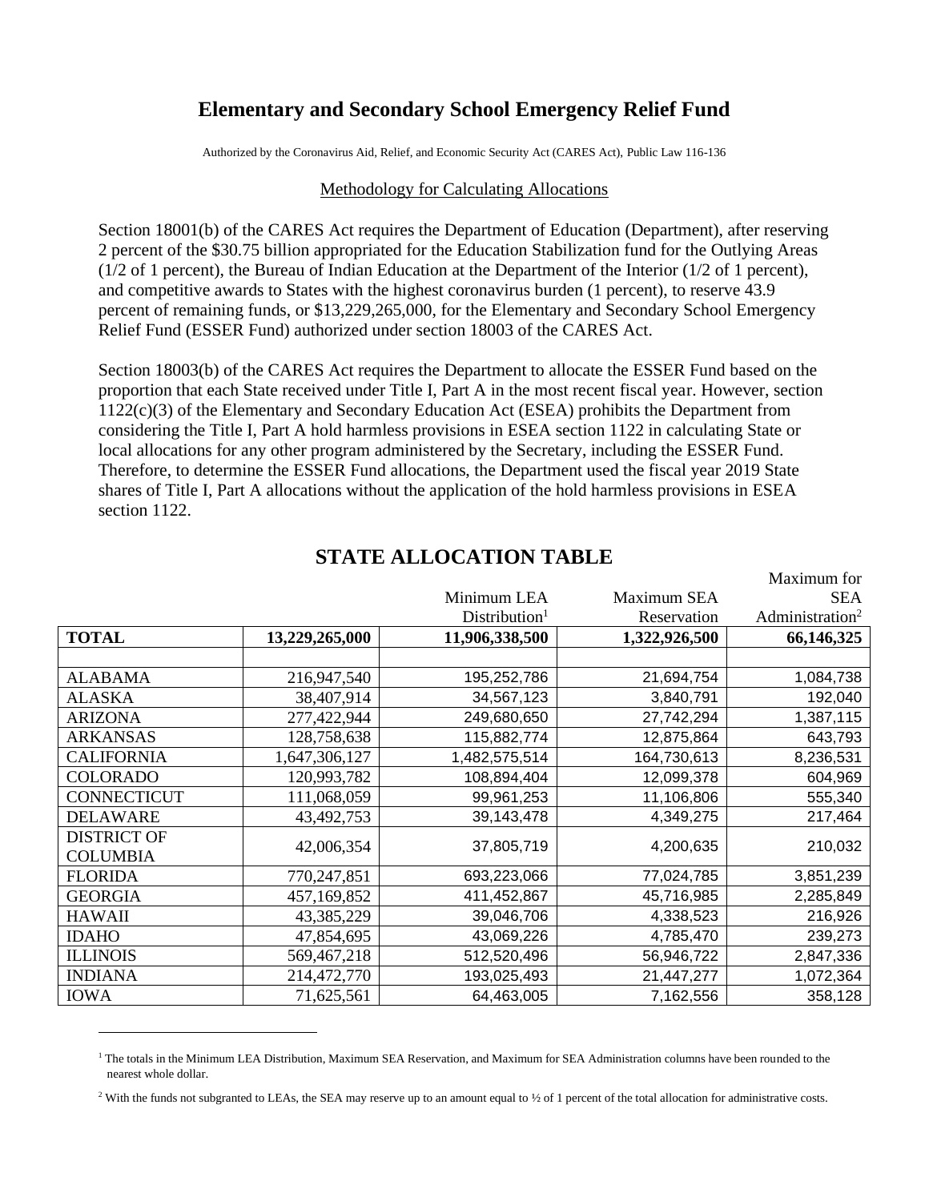# Elementary and Secondary School Emergency Relief Fund

Authorized by the Coronavirus Aid, Relief, and Economic Security Act (CARES Act), Public Law 116-136

## Methodology for Calculating Allocations

Section 18001(b) of the CARES Act requires the Department of Education (Department), after reserving 2 percent of the $30.75 billion appropriated for the Education Stabilization fund for the Outlying Areas (1/2 of 1 percent), the Bureau of Indian Education at the Department of the Interior (1/2 of 1 percent), and competitive awards to States with the highest coronavirus burden (1 percent), to reserve 43.9 percent of remaining funds, or $13,229,265,000, for the Elementary and Secondary School Emergency Relief Fund (ESSER Fund) authorized under section 18003 of the CARES Act.

Section 18003(b) of the CARES Act requires the Department to allocate the ESSER Fund based on the proportion that each State received under Title I, Part A in the most recent fiscal year. However, section 1122(c)(3) of the Elementary and Secondary Education Act (ESEA) prohibits the Department from considering the Title I, Part A hold harmless provisions in ESEA section 1122 in calculating State or local allocations for any other program administered by the Secretary, including the ESSER Fund. Therefore, to determine the ESSER Fund allocations, the Department used the fiscal year 2019 State shares of Title I, Part A allocations without the application of the hold harmless provisions in ESEA section 1122.

## STATE ALLOCATION TABLE

| | | Minimum LEA Distribution[1] | Maximum SEA Reservation | Maximum for SEA Administration[2] |
|---|---|---|---|---|
| **TOTAL** | **13,229,265,000** | **11,906,338,500** | **1,322,926,500** | **66,146,325** |
| | | | | |
| ALABAMA | 216,947,540 | 195,252,786 | 21,694,754 | 1,084,738 |
| ALASKA | 38,407,914 | 34,567,123 | 3,840,791 | 192,040 |
| ARIZONA | 277,422,944 | 249,680,650 | 27,742,294 | 1,387,115 |
| ARKANSAS | 128,758,638 | 115,882,774 | 12,875,864 | 643,793 |
| CALIFORNIA | 1,647,306,127 | 1,482,575,514 | 164,730,613 | 8,236,531 |
| COLORADO | 120,993,782 | 108,894,404 | 12,099,378 | 604,969 |
| CONNECTICUT | 111,068,059 | 99,961,253 | 11,106,806 | 555,340 |
| DELAWARE | 43,492,753 | 39,143,478 | 4,349,275 | 217,464 |
| DISTRICT OF COLUMBIA | 42,006,354 | 37,805,719 | 4,200,635 | 210,032 |
| FLORIDA | 770,247,851 | 693,223,066 | 77,024,785 | 3,851,239 |
| GEORGIA | 457,169,852 | 411,452,867 | 45,716,985 | 2,285,849 |
| HAWAII | 43,385,229 | 39,046,706 | 4,338,523 | 216,926 |
| IDAHO | 47,854,695 | 43,069,226 | 4,785,470 | 239,273 |
| ILLINOIS | 569,467,218 | 512,520,496 | 56,946,722 | 2,847,336 |
| INDIANA | 214,472,770 | 193,025,493 | 21,447,277 | 1,072,364 |
| IOWA | 71,625,561 | 64,463,005 | 7,162,556 | 358,128 |

[1] The totals in the Minimum LEA Distribution, Maximum SEA Reservation, and Maximum for SEA Administration columns have been rounded to the nearest whole dollar.

[2] With the funds not subgranted to LEAs, the SEA may reserve up to an amount equal to ½ of 1 percent of the total allocation for administrative costs.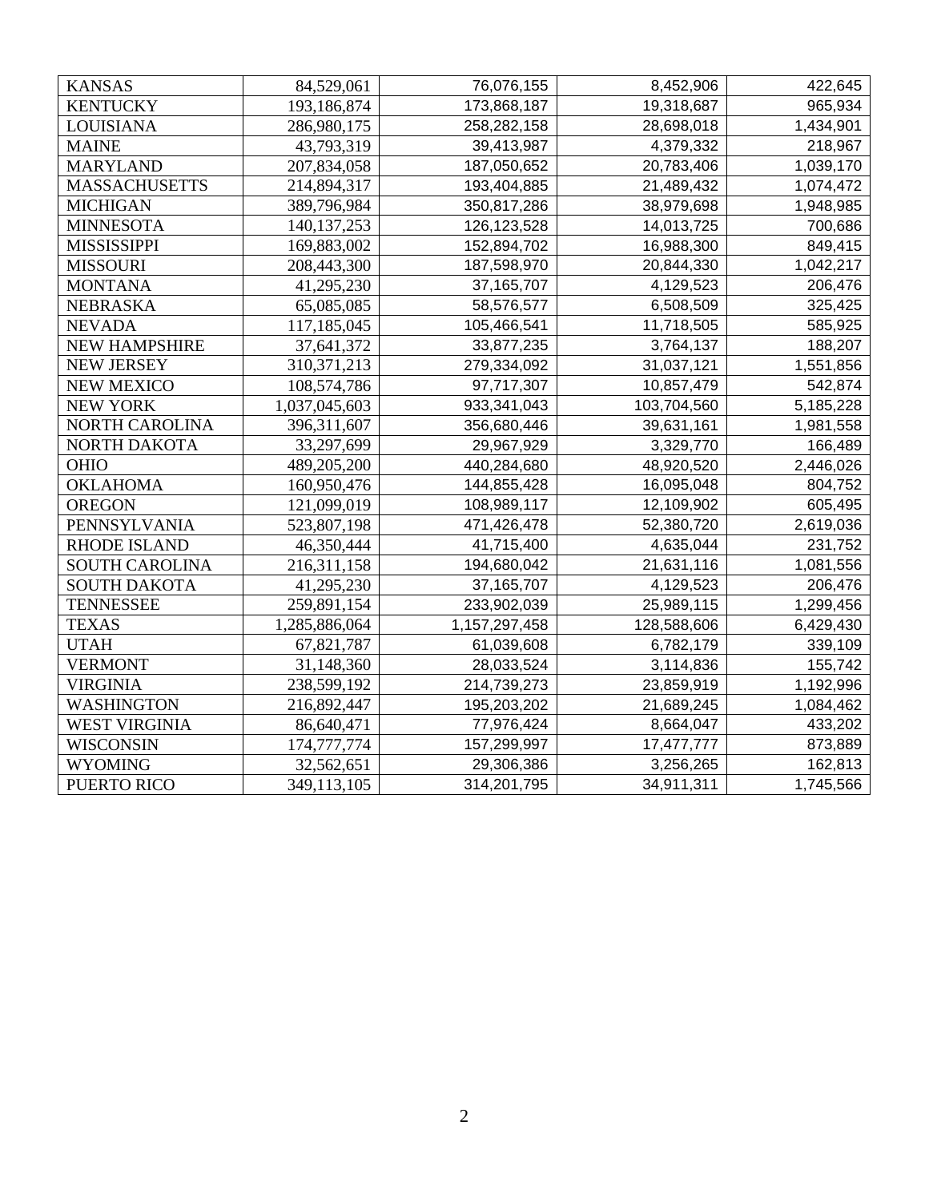| | | | | |
|---|---|---|---|---|
| KANSAS | 84,529,061 | 76,076,155 | 8,452,906 | 422,645 |
| KENTUCKY | 193,186,874 | 173,868,187 | 19,318,687 | 965,934 |
| LOUISIANA | 286,980,175 | 258,282,158 | 28,698,018 | 1,434,901 |
| MAINE | 43,793,319 | 39,413,987 | 4,379,332 | 218,967 |
| MARYLAND | 207,834,058 | 187,050,652 | 20,783,406 | 1,039,170 |
| MASSACHUSETTS | 214,894,317 | 193,404,885 | 21,489,432 | 1,074,472 |
| MICHIGAN | 389,796,984 | 350,817,286 | 38,979,698 | 1,948,985 |
| MINNESOTA | 140,137,253 | 126,123,528 | 14,013,725 | 700,686 |
| MISSISSIPPI | 169,883,002 | 152,894,702 | 16,988,300 | 849,415 |
| MISSOURI | 208,443,300 | 187,598,970 | 20,844,330 | 1,042,217 |
| MONTANA | 41,295,230 | 37,165,707 | 4,129,523 | 206,476 |
| NEBRASKA | 65,085,085 | 58,576,577 | 6,508,509 | 325,425 |
| NEVADA | 117,185,045 | 105,466,541 | 11,718,505 | 585,925 |
| NEW HAMPSHIRE | 37,641,372 | 33,877,235 | 3,764,137 | 188,207 |
| NEW JERSEY | 310,371,213 | 279,334,092 | 31,037,121 | 1,551,856 |
| NEW MEXICO | 108,574,786 | 97,717,307 | 10,857,479 | 542,874 |
| NEW YORK | 1,037,045,603 | 933,341,043 | 103,704,560 | 5,185,228 |
| NORTH CAROLINA | 396,311,607 | 356,680,446 | 39,631,161 | 1,981,558 |
| NORTH DAKOTA | 33,297,699 | 29,967,929 | 3,329,770 | 166,489 |
| OHIO | 489,205,200 | 440,284,680 | 48,920,520 | 2,446,026 |
| OKLAHOMA | 160,950,476 | 144,855,428 | 16,095,048 | 804,752 |
| OREGON | 121,099,019 | 108,989,117 | 12,109,902 | 605,495 |
| PENNSYLVANIA | 523,807,198 | 471,426,478 | 52,380,720 | 2,619,036 |
| RHODE ISLAND | 46,350,444 | 41,715,400 | 4,635,044 | 231,752 |
| SOUTH CAROLINA | 216,311,158 | 194,680,042 | 21,631,116 | 1,081,556 |
| SOUTH DAKOTA | 41,295,230 | 37,165,707 | 4,129,523 | 206,476 |
| TENNESSEE | 259,891,154 | 233,902,039 | 25,989,115 | 1,299,456 |
| TEXAS | 1,285,886,064 | 1,157,297,458 | 128,588,606 | 6,429,430 |
| UTAH | 67,821,787 | 61,039,608 | 6,782,179 | 339,109 |
| VERMONT | 31,148,360 | 28,033,524 | 3,114,836 | 155,742 |
| VIRGINIA | 238,599,192 | 214,739,273 | 23,859,919 | 1,192,996 |
| WASHINGTON | 216,892,447 | 195,203,202 | 21,689,245 | 1,084,462 |
| WEST VIRGINIA | 86,640,471 | 77,976,424 | 8,664,047 | 433,202 |
| WISCONSIN | 174,777,774 | 157,299,997 | 17,477,777 | 873,889 |
| WYOMING | 32,562,651 | 29,306,386 | 3,256,265 | 162,813 |
| PUERTO RICO | 349,113,105 | 314,201,795 | 34,911,311 | 1,745,566 |